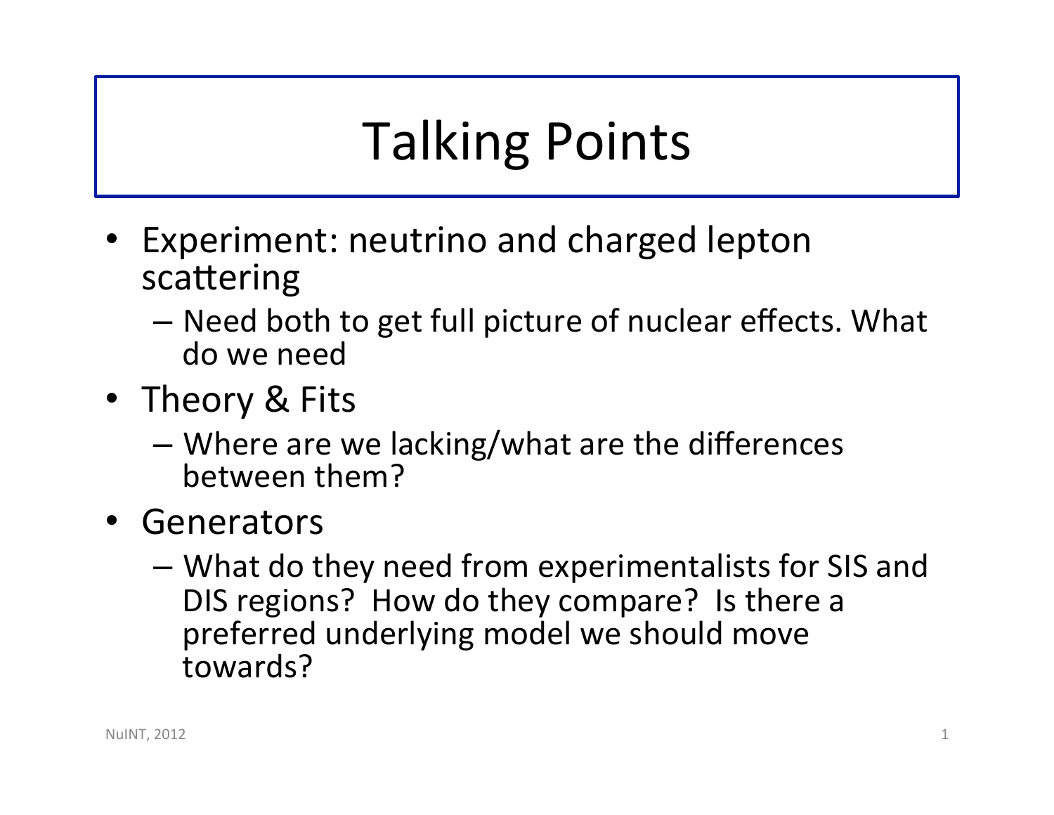# Talking Points

- Experiment: neutrino and charged lepton scattering
  - Need both to get full picture of nuclear effects. What do we need
- Theory & Fits
  - Where are we lacking/what are the differences between them?
- Generators
  - What do they need from experimentalists for SIS and DIS regions? How do they compare? Is there a preferred underlying model we should move towards?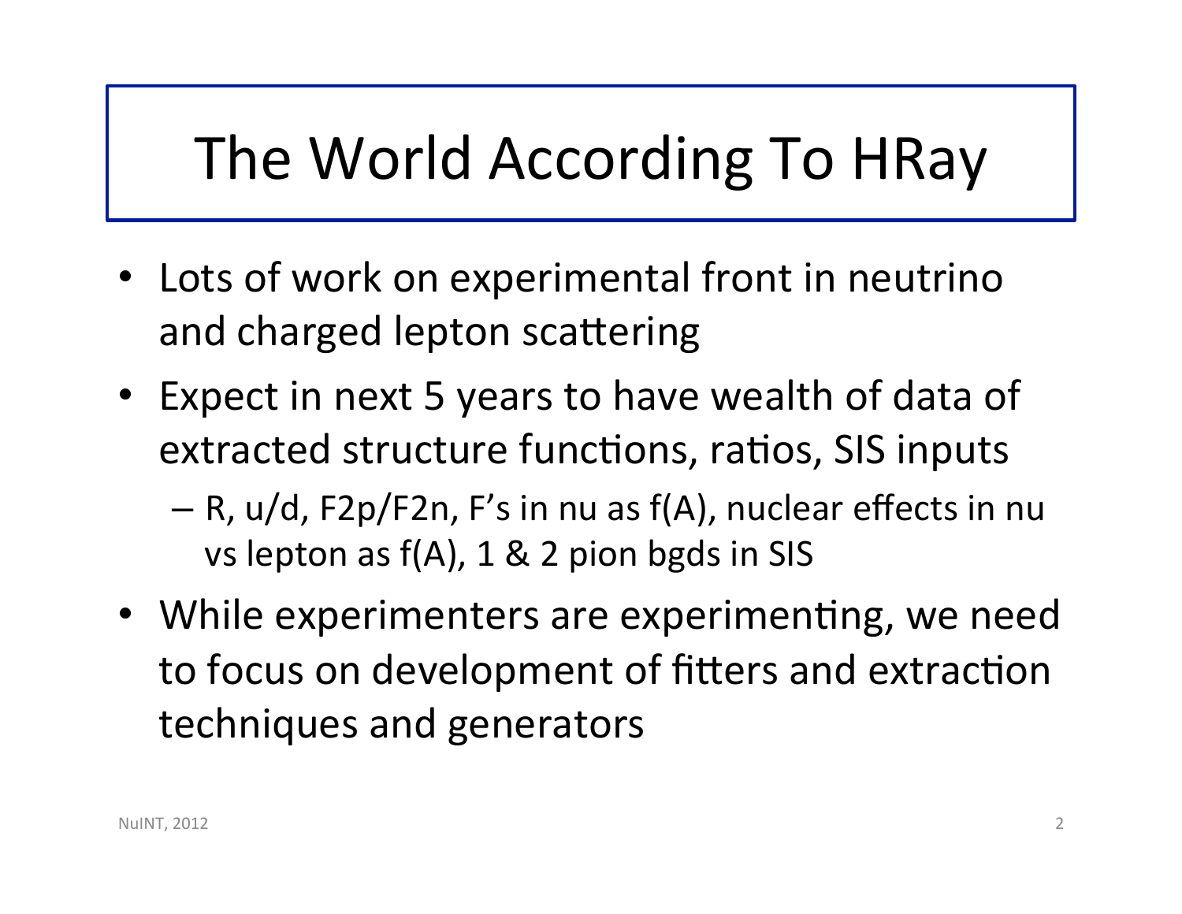# The World According To HRay

- Lots of work on experimental front in neutrino and charged lepton scattering
- Expect in next 5 years to have wealth of data of extracted structure functions, ratios, SIS inputs
  - R, u/d, F2p/F2n, F's in nu as f(A), nuclear effects in nu vs lepton as f(A), 1 & 2 pion bgds in SIS
- While experimenters are experimenting, we need to focus on development of fitters and extraction techniques and generators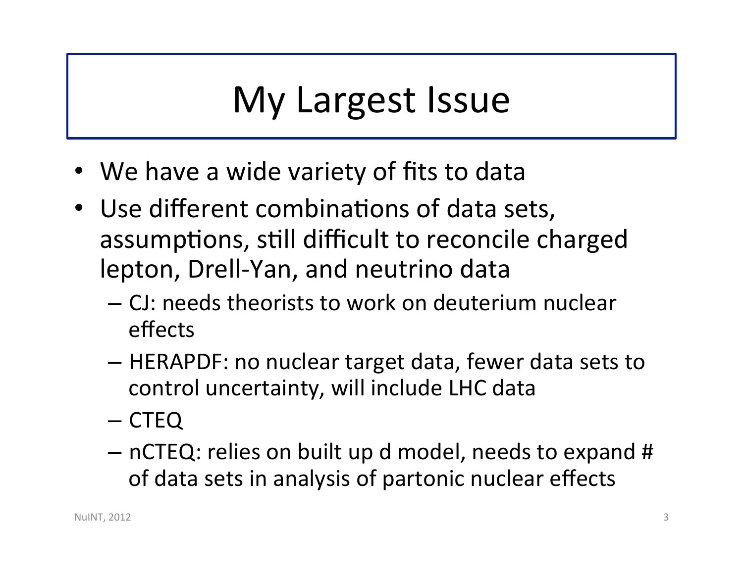# My Largest Issue

- We have a wide variety of fits to data
- Use different combinations of data sets, assumptions, still difficult to reconcile charged lepton, Drell-Yan, and neutrino data
  - CJ: needs theorists to work on deuterium nuclear effects
  - HERAPDF: no nuclear target data, fewer data sets to control uncertainty, will include LHC data
  - CTEQ
  - nCTEQ: relies on built up d model, needs to expand # of data sets in analysis of partonic nuclear effects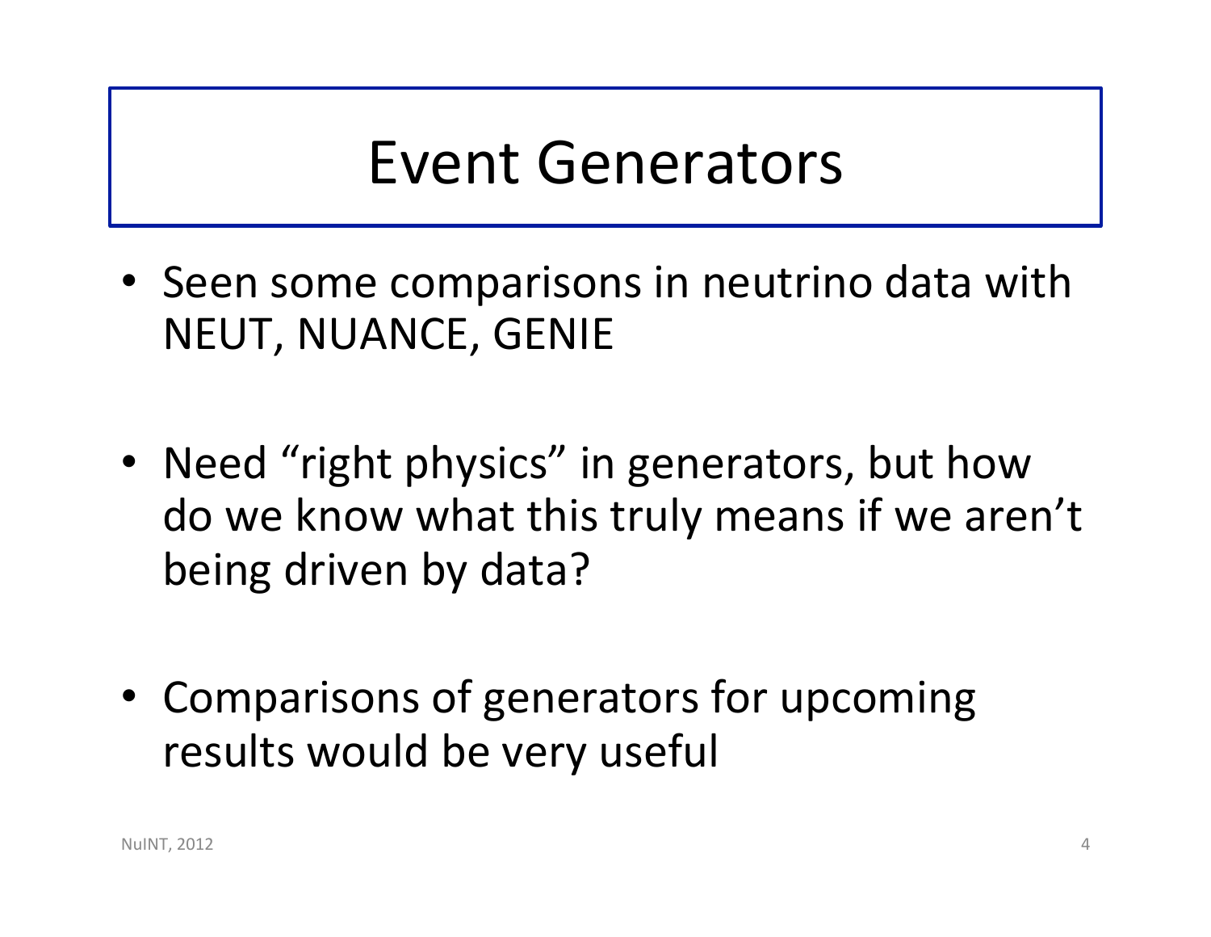# Event Generators

- Seen some comparisons in neutrino data with NEUT, NUANCE, GENIE
- Need “right physics” in generators, but how do we know what this truly means if we aren’t being driven by data?
- Comparisons of generators for upcoming results would be very useful